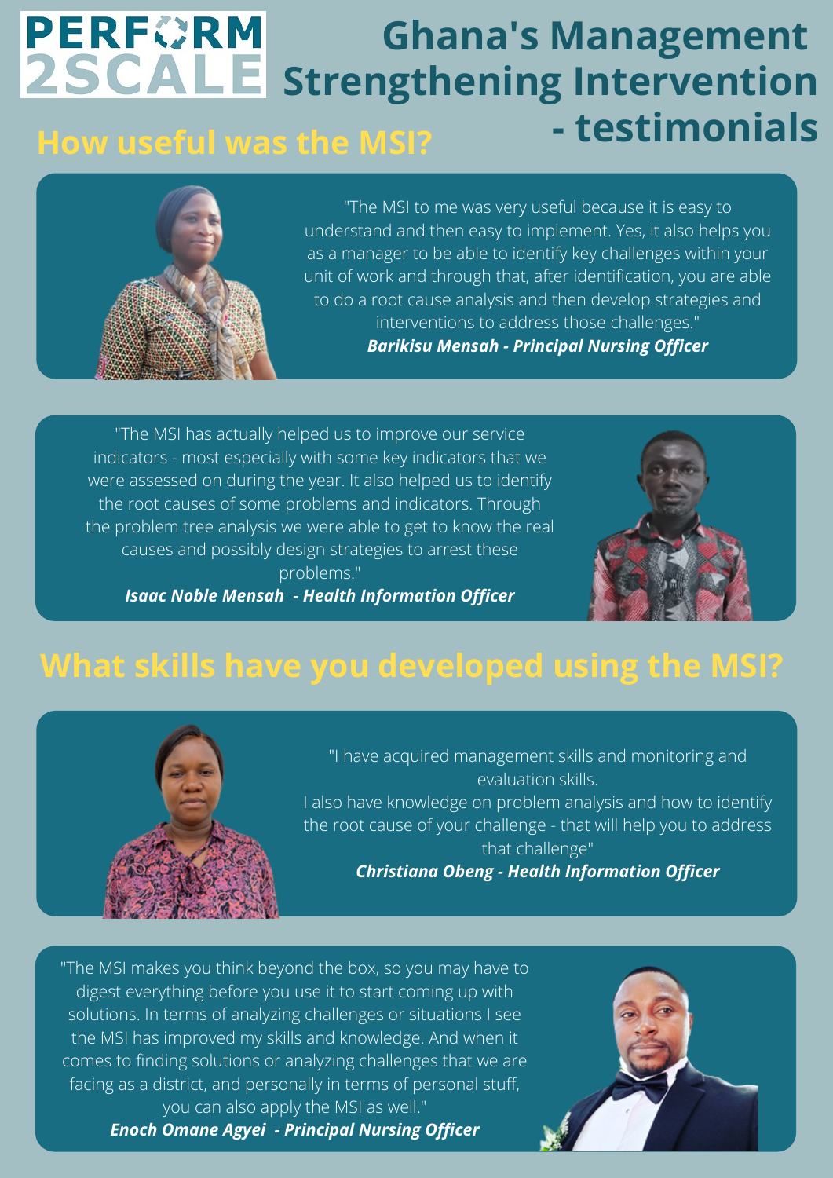# PERFORM 2SCALE

# Ghana's Management Strengthening Intervention - testimonials

## How useful was the MSI?

"The MSI to me was very useful because it is easy to understand and then easy to implement. Yes, it also helps you as a manager to be able to identify key challenges within your unit of work and through that, after identification, you are able to do a root cause analysis and then develop strategies and interventions to address those challenges."

***Barikisu Mensah - Principal Nursing Officer***

"The MSI has actually helped us to improve our service indicators - most especially with some key indicators that we were assessed on during the year. It also helped us to identify the root causes of some problems and indicators. Through the problem tree analysis we were able to get to know the real causes and possibly design strategies to arrest these problems."

***Isaac Noble Mensah - Health Information Officer***

## What skills have you developed using the MSI?

"I have acquired management skills and monitoring and evaluation skills.
I also have knowledge on problem analysis and how to identify the root cause of your challenge - that will help you to address that challenge"

***Christiana Obeng - Health Information Officer***

"The MSI makes you think beyond the box, so you may have to digest everything before you use it to start coming up with solutions. In terms of analyzing challenges or situations I see the MSI has improved my skills and knowledge. And when it comes to finding solutions or analyzing challenges that we are facing as a district, and personally in terms of personal stuff, you can also apply the MSI as well."

***Enoch Omane Agyei - Principal Nursing Officer***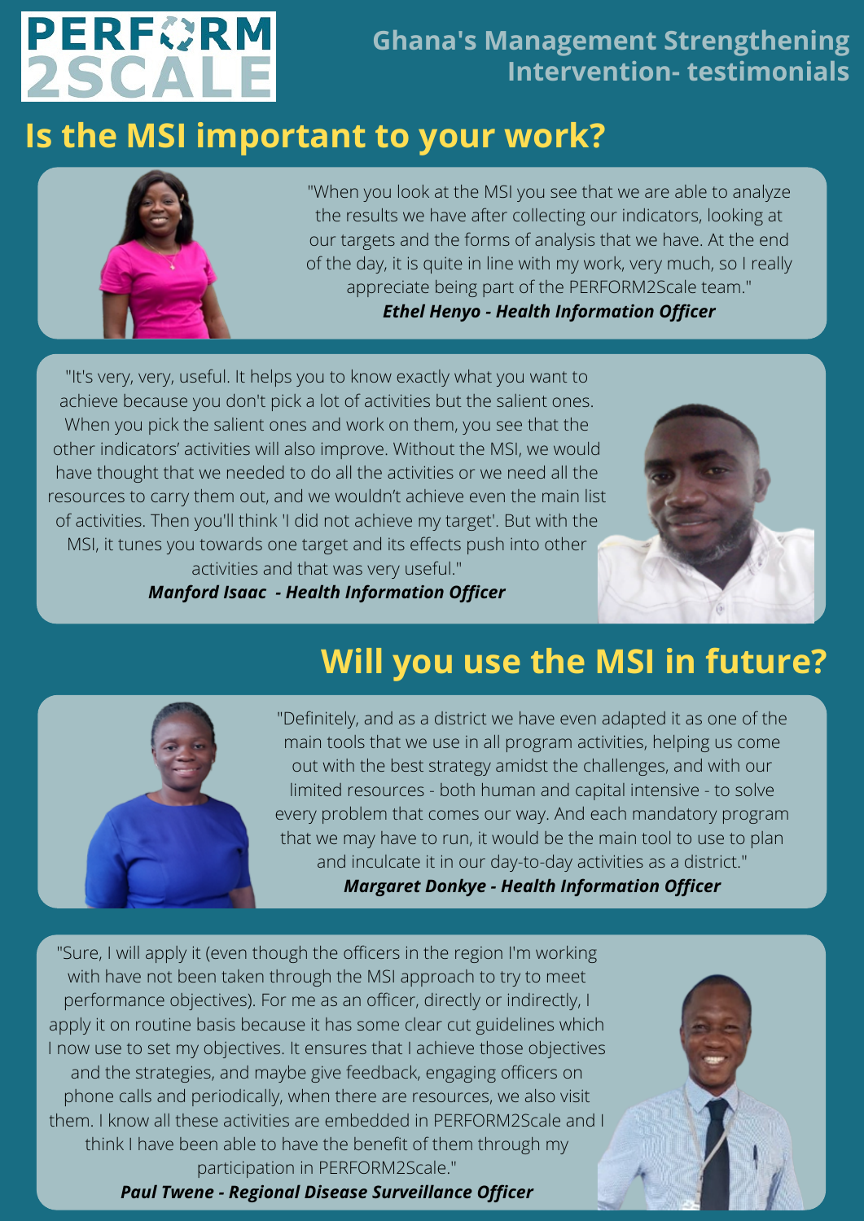PERFORM2SCALE

# Ghana's Management Strengthening Intervention- testimonials

## Is the MSI important to your work?

"When you look at the MSI you see that we are able to analyze the results we have after collecting our indicators, looking at our targets and the forms of analysis that we have. At the end of the day, it is quite in line with my work, very much, so I really appreciate being part of the PERFORM2Scale team."

***Ethel Henyo - Health Information Officer***

"It's very, very, useful. It helps you to know exactly what you want to achieve because you don't pick a lot of activities but the salient ones. When you pick the salient ones and work on them, you see that the other indicators' activities will also improve. Without the MSI, we would have thought that we needed to do all the activities or we need all the resources to carry them out, and we wouldn't achieve even the main list of activities. Then you'll think 'I did not achieve my target'. But with the MSI, it tunes you towards one target and its effects push into other activities and that was very useful."

***Manford Isaac - Health Information Officer***

## Will you use the MSI in future?

"Definitely, and as a district we have even adapted it as one of the main tools that we use in all program activities, helping us come out with the best strategy amidst the challenges, and with our limited resources - both human and capital intensive - to solve every problem that comes our way. And each mandatory program that we may have to run, it would be the main tool to use to plan and inculcate it in our day-to-day activities as a district."

***Margaret Donkye - Health Information Officer***

"Sure, I will apply it (even though the officers in the region I'm working with have not been taken through the MSI approach to try to meet performance objectives). For me as an officer, directly or indirectly, I apply it on routine basis because it has some clear cut guidelines which I now use to set my objectives. It ensures that I achieve those objectives and the strategies, and maybe give feedback, engaging officers on phone calls and periodically, when there are resources, we also visit them. I know all these activities are embedded in PERFORM2Scale and I think I have been able to have the benefit of them through my participation in PERFORM2Scale."

***Paul Twene - Regional Disease Surveillance Officer***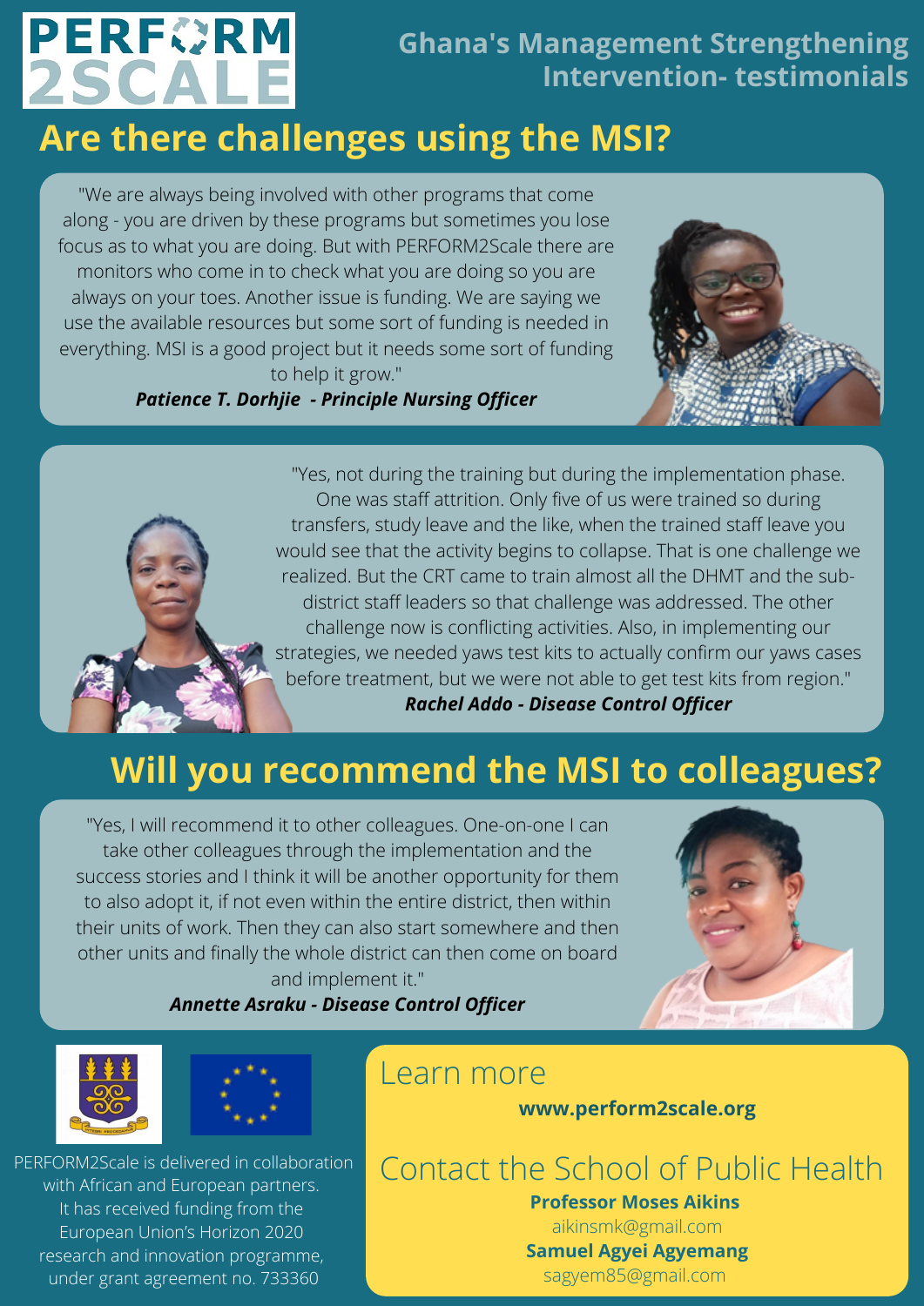PERFORM 2SCALE

Ghana's Management Strengthening Intervention- testimonials

## Are there challenges using the MSI?

"We are always being involved with other programs that come along - you are driven by these programs but sometimes you lose focus as to what you are doing. But with PERFORM2Scale there are monitors who come in to check what you are doing so you are always on your toes. Another issue is funding. We are saying we use the available resources but some sort of funding is needed in everything. MSI is a good project but it needs some sort of funding to help it grow."

***Patience T. Dorhjie - Principle Nursing Officer***

"Yes, not during the training but during the implementation phase. One was staff attrition. Only five of us were trained so during transfers, study leave and the like, when the trained staff leave you would see that the activity begins to collapse. That is one challenge we realized. But the CRT came to train almost all the DHMT and the sub-district staff leaders so that challenge was addressed. The other challenge now is conflicting activities. Also, in implementing our strategies, we needed yaws test kits to actually confirm our yaws cases before treatment, but we were not able to get test kits from region."

***Rachel Addo - Disease Control Officer***

## Will you recommend the MSI to colleagues?

"Yes, I will recommend it to other colleagues. One-on-one I can take other colleagues through the implementation and the success stories and I think it will be another opportunity for them to also adopt it, if not even within the entire district, then within their units of work. Then they can also start somewhere and then other units and finally the whole district can then come on board and implement it."

***Annette Asraku - Disease Control Officer***

PERFORM2Scale is delivered in collaboration with African and European partners. It has received funding from the European Union's Horizon 2020 research and innovation programme, under grant agreement no. 733360

Learn more

**www.perform2scale.org**

Contact the School of Public Health

**Professor Moses Aikins**

aikinsmk@gmail.com

**Samuel Agyei Agyemang**

sagyem85@gmail.com